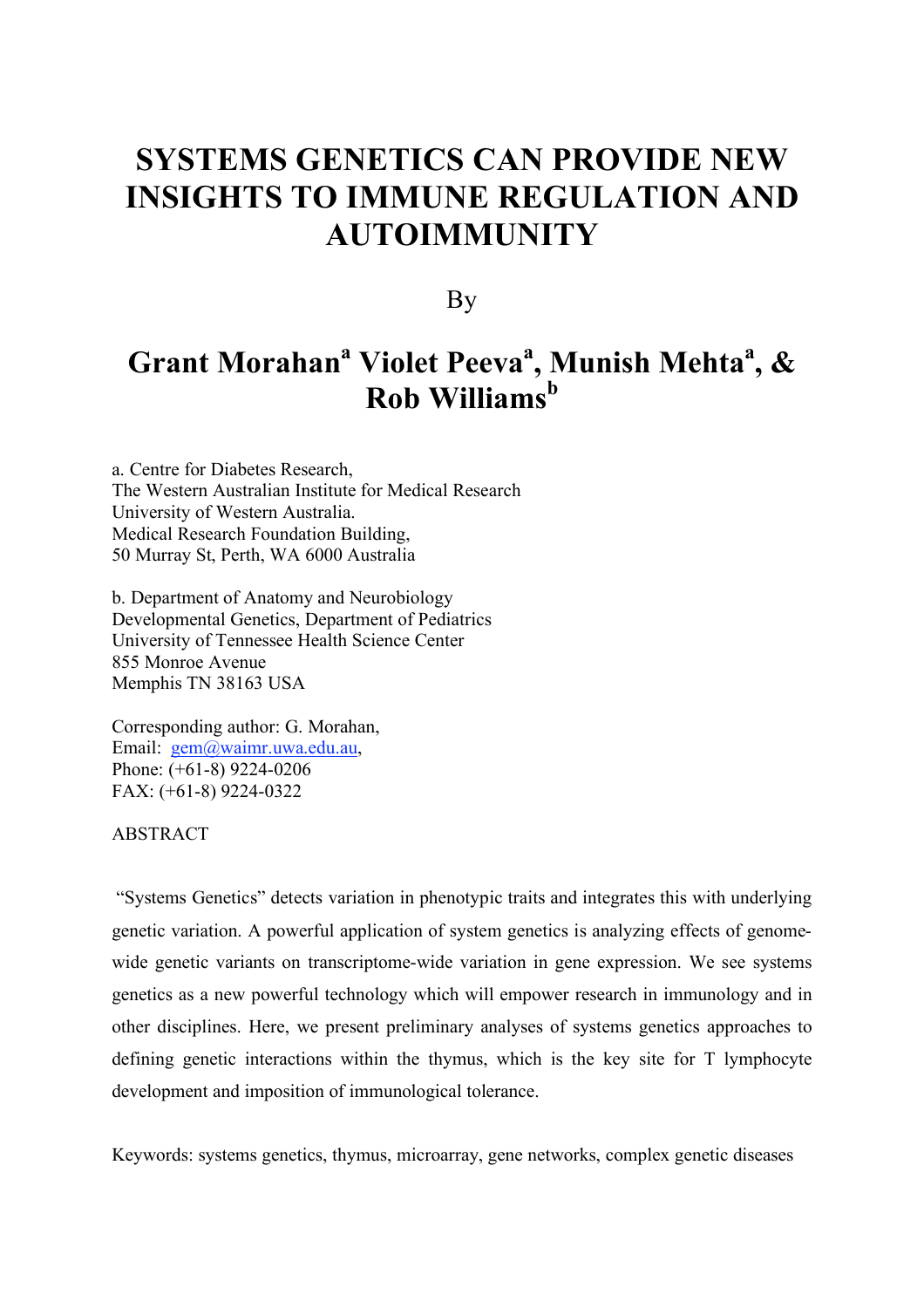# SYSTEMS GENETICS CAN PROVIDE NEW INSIGHTS TO IMMUNE REGULATION AND AUTOIMMUNITY

By

## Grant Morahan[a] Violet Peeva[a], Munish Mehta[a], & Rob Williams[b]

a. Centre for Diabetes Research,
The Western Australian Institute for Medical Research
University of Western Australia.
Medical Research Foundation Building,
50 Murray St, Perth, WA 6000 Australia

b. Department of Anatomy and Neurobiology
Developmental Genetics, Department of Pediatrics
University of Tennessee Health Science Center
855 Monroe Avenue
Memphis TN 38163 USA

Corresponding author: G. Morahan,
Email: gem@waimr.uwa.edu.au,
Phone: (+61-8) 9224-0206
FAX: (+61-8) 9224-0322

ABSTRACT

"Systems Genetics" detects variation in phenotypic traits and integrates this with underlying genetic variation. A powerful application of system genetics is analyzing effects of genome-wide genetic variants on transcriptome-wide variation in gene expression. We see systems genetics as a new powerful technology which will empower research in immunology and in other disciplines. Here, we present preliminary analyses of systems genetics approaches to defining genetic interactions within the thymus, which is the key site for T lymphocyte development and imposition of immunological tolerance.

Keywords: systems genetics, thymus, microarray, gene networks, complex genetic diseases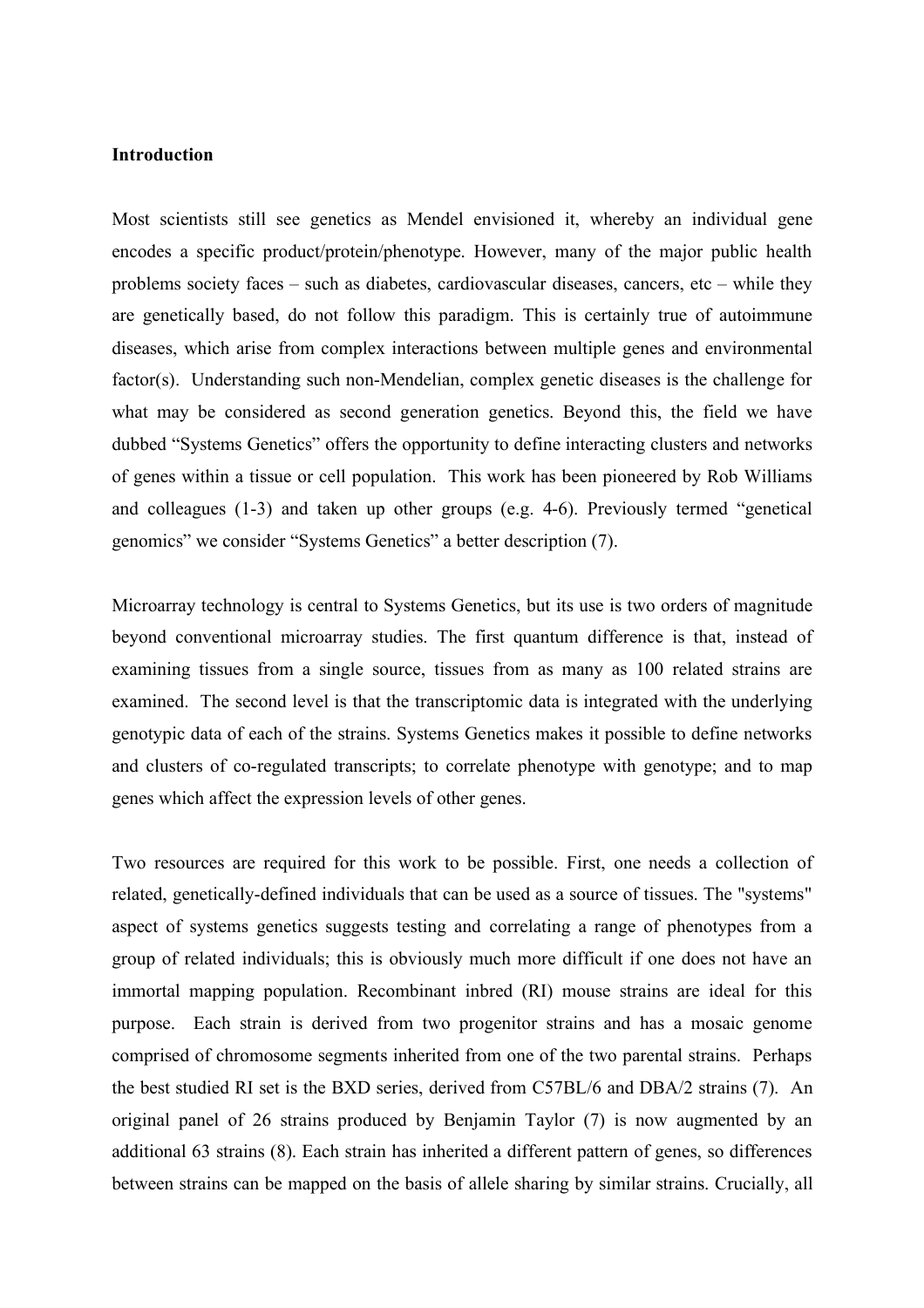**Introduction**

Most scientists still see genetics as Mendel envisioned it, whereby an individual gene encodes a specific product/protein/phenotype. However, many of the major public health problems society faces – such as diabetes, cardiovascular diseases, cancers, etc – while they are genetically based, do not follow this paradigm. This is certainly true of autoimmune diseases, which arise from complex interactions between multiple genes and environmental factor(s). Understanding such non-Mendelian, complex genetic diseases is the challenge for what may be considered as second generation genetics. Beyond this, the field we have dubbed "Systems Genetics" offers the opportunity to define interacting clusters and networks of genes within a tissue or cell population. This work has been pioneered by Rob Williams and colleagues (1-3) and taken up other groups (e.g. 4-6). Previously termed "genetical genomics" we consider "Systems Genetics" a better description (7).

Microarray technology is central to Systems Genetics, but its use is two orders of magnitude beyond conventional microarray studies. The first quantum difference is that, instead of examining tissues from a single source, tissues from as many as 100 related strains are examined. The second level is that the transcriptomic data is integrated with the underlying genotypic data of each of the strains. Systems Genetics makes it possible to define networks and clusters of co-regulated transcripts; to correlate phenotype with genotype; and to map genes which affect the expression levels of other genes.

Two resources are required for this work to be possible. First, one needs a collection of related, genetically-defined individuals that can be used as a source of tissues. The "systems" aspect of systems genetics suggests testing and correlating a range of phenotypes from a group of related individuals; this is obviously much more difficult if one does not have an immortal mapping population. Recombinant inbred (RI) mouse strains are ideal for this purpose. Each strain is derived from two progenitor strains and has a mosaic genome comprised of chromosome segments inherited from one of the two parental strains. Perhaps the best studied RI set is the BXD series, derived from C57BL/6 and DBA/2 strains (7). An original panel of 26 strains produced by Benjamin Taylor (7) is now augmented by an additional 63 strains (8). Each strain has inherited a different pattern of genes, so differences between strains can be mapped on the basis of allele sharing by similar strains. Crucially, all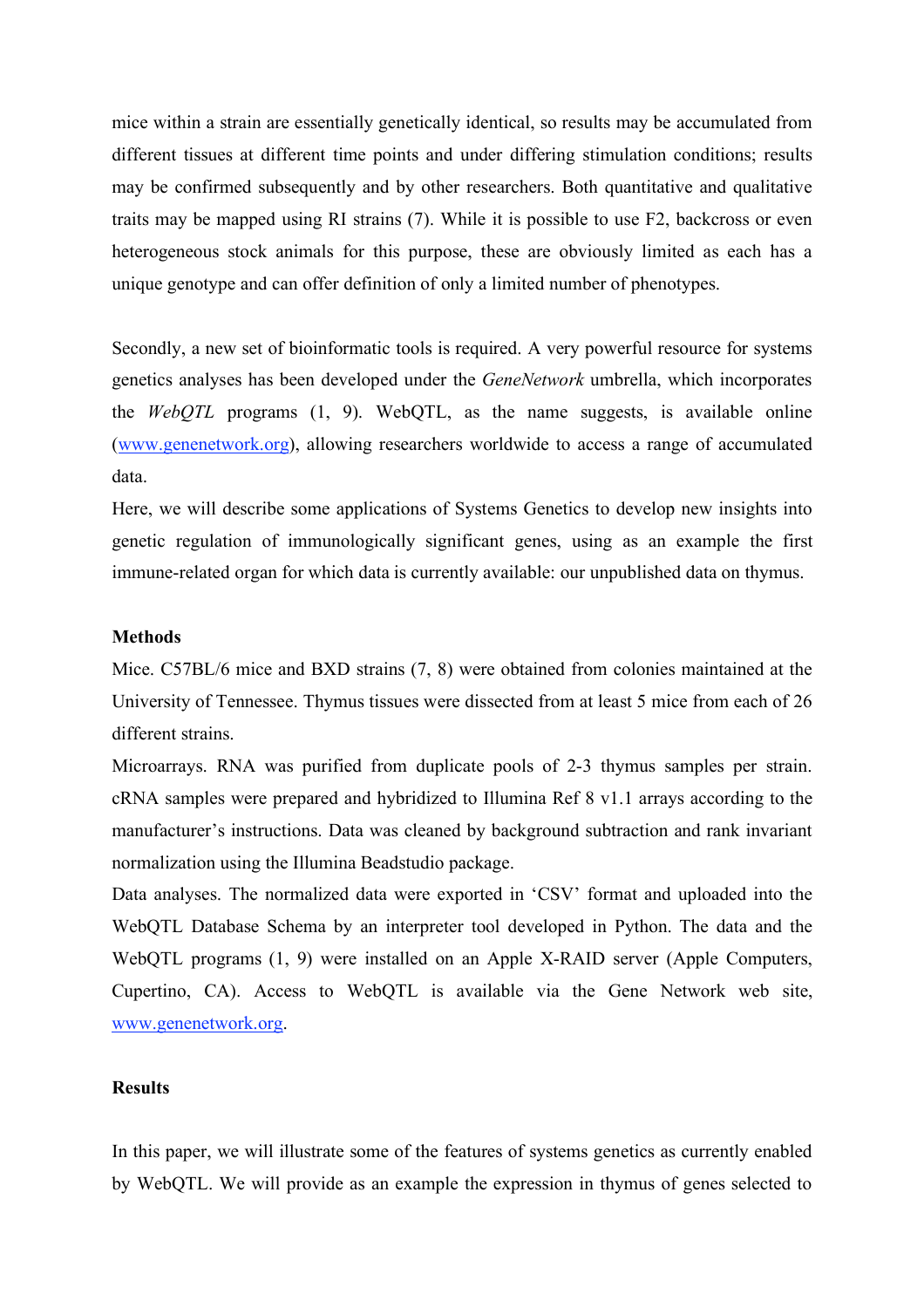mice within a strain are essentially genetically identical, so results may be accumulated from different tissues at different time points and under differing stimulation conditions; results may be confirmed subsequently and by other researchers. Both quantitative and qualitative traits may be mapped using RI strains (7). While it is possible to use F2, backcross or even heterogeneous stock animals for this purpose, these are obviously limited as each has a unique genotype and can offer definition of only a limited number of phenotypes.

Secondly, a new set of bioinformatic tools is required. A very powerful resource for systems genetics analyses has been developed under the *GeneNetwork* umbrella, which incorporates the *WebQTL* programs (1, 9). WebQTL, as the name suggests, is available online (www.genenetwork.org), allowing researchers worldwide to access a range of accumulated data.

Here, we will describe some applications of Systems Genetics to develop new insights into genetic regulation of immunologically significant genes, using as an example the first immune-related organ for which data is currently available: our unpublished data on thymus.

**Methods**

Mice. C57BL/6 mice and BXD strains (7, 8) were obtained from colonies maintained at the University of Tennessee. Thymus tissues were dissected from at least 5 mice from each of 26 different strains.

Microarrays. RNA was purified from duplicate pools of 2-3 thymus samples per strain. cRNA samples were prepared and hybridized to Illumina Ref 8 v1.1 arrays according to the manufacturer's instructions. Data was cleaned by background subtraction and rank invariant normalization using the Illumina Beadstudio package.

Data analyses. The normalized data were exported in 'CSV' format and uploaded into the WebQTL Database Schema by an interpreter tool developed in Python. The data and the WebQTL programs (1, 9) were installed on an Apple X-RAID server (Apple Computers, Cupertino, CA). Access to WebQTL is available via the Gene Network web site, www.genenetwork.org.

**Results**

In this paper, we will illustrate some of the features of systems genetics as currently enabled by WebQTL. We will provide as an example the expression in thymus of genes selected to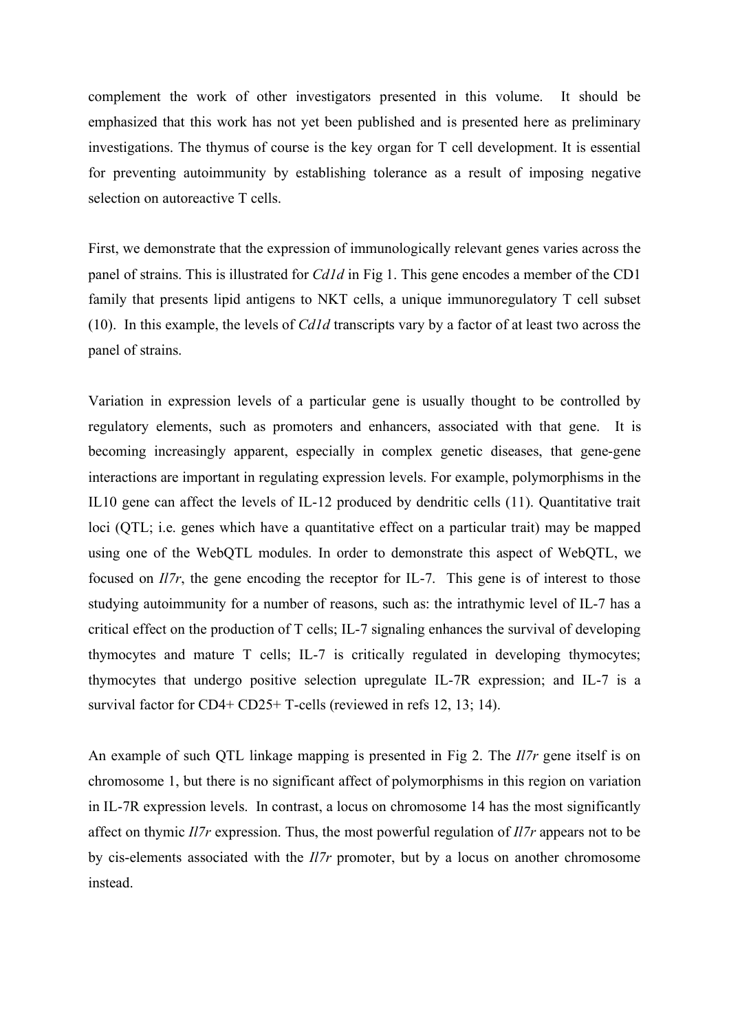complement the work of other investigators presented in this volume. It should be emphasized that this work has not yet been published and is presented here as preliminary investigations. The thymus of course is the key organ for T cell development. It is essential for preventing autoimmunity by establishing tolerance as a result of imposing negative selection on autoreactive T cells.

First, we demonstrate that the expression of immunologically relevant genes varies across the panel of strains. This is illustrated for *Cd1d* in Fig 1. This gene encodes a member of the CD1 family that presents lipid antigens to NKT cells, a unique immunoregulatory T cell subset (10). In this example, the levels of *Cd1d* transcripts vary by a factor of at least two across the panel of strains.

Variation in expression levels of a particular gene is usually thought to be controlled by regulatory elements, such as promoters and enhancers, associated with that gene. It is becoming increasingly apparent, especially in complex genetic diseases, that gene-gene interactions are important in regulating expression levels. For example, polymorphisms in the IL10 gene can affect the levels of IL-12 produced by dendritic cells (11). Quantitative trait loci (QTL; i.e. genes which have a quantitative effect on a particular trait) may be mapped using one of the WebQTL modules. In order to demonstrate this aspect of WebQTL, we focused on *Il7r*, the gene encoding the receptor for IL-7. This gene is of interest to those studying autoimmunity for a number of reasons, such as: the intrathymic level of IL-7 has a critical effect on the production of T cells; IL-7 signaling enhances the survival of developing thymocytes and mature T cells; IL-7 is critically regulated in developing thymocytes; thymocytes that undergo positive selection upregulate IL-7R expression; and IL-7 is a survival factor for CD4+ CD25+ T-cells (reviewed in refs 12, 13; 14).

An example of such QTL linkage mapping is presented in Fig 2. The *Il7r* gene itself is on chromosome 1, but there is no significant affect of polymorphisms in this region on variation in IL-7R expression levels. In contrast, a locus on chromosome 14 has the most significantly affect on thymic *Il7r* expression. Thus, the most powerful regulation of *Il7r* appears not to be by cis-elements associated with the *Il7r* promoter, but by a locus on another chromosome instead.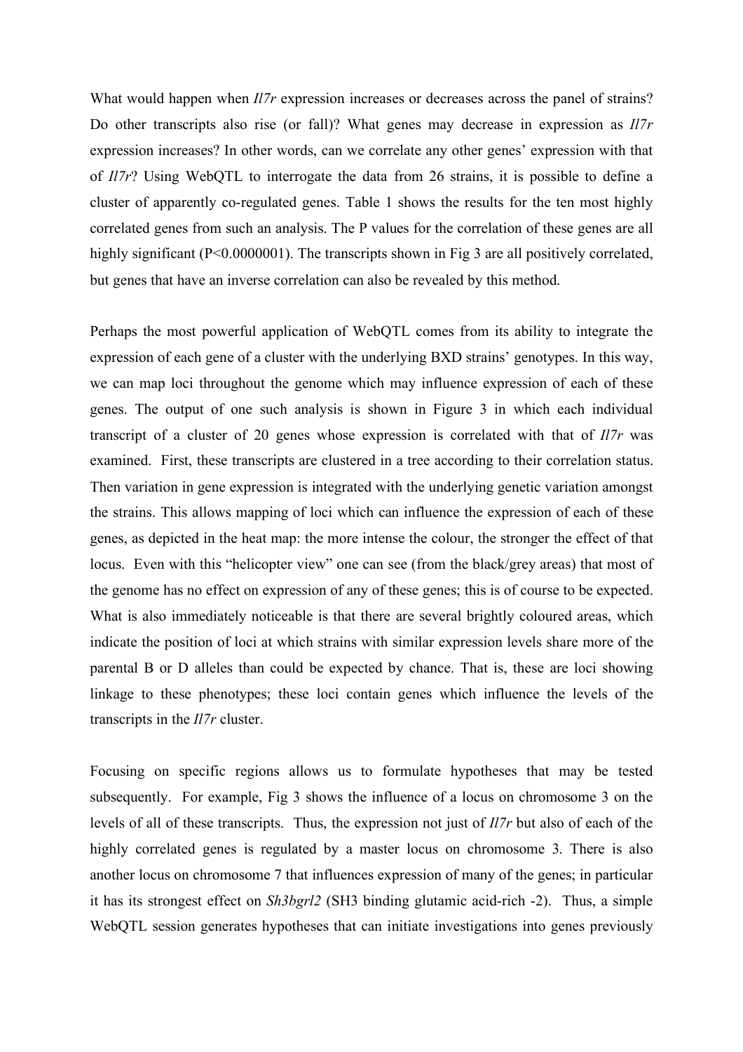What would happen when *Il7r* expression increases or decreases across the panel of strains? Do other transcripts also rise (or fall)? What genes may decrease in expression as *Il7r* expression increases? In other words, can we correlate any other genes' expression with that of *Il7r*? Using WebQTL to interrogate the data from 26 strains, it is possible to define a cluster of apparently co-regulated genes. Table 1 shows the results for the ten most highly correlated genes from such an analysis. The P values for the correlation of these genes are all highly significant ($P<0.0000001$). The transcripts shown in Fig 3 are all positively correlated, but genes that have an inverse correlation can also be revealed by this method.

Perhaps the most powerful application of WebQTL comes from its ability to integrate the expression of each gene of a cluster with the underlying BXD strains' genotypes. In this way, we can map loci throughout the genome which may influence expression of each of these genes. The output of one such analysis is shown in Figure 3 in which each individual transcript of a cluster of 20 genes whose expression is correlated with that of *Il7r* was examined. First, these transcripts are clustered in a tree according to their correlation status. Then variation in gene expression is integrated with the underlying genetic variation amongst the strains. This allows mapping of loci which can influence the expression of each of these genes, as depicted in the heat map: the more intense the colour, the stronger the effect of that locus. Even with this "helicopter view" one can see (from the black/grey areas) that most of the genome has no effect on expression of any of these genes; this is of course to be expected. What is also immediately noticeable is that there are several brightly coloured areas, which indicate the position of loci at which strains with similar expression levels share more of the parental B or D alleles than could be expected by chance. That is, these are loci showing linkage to these phenotypes; these loci contain genes which influence the levels of the transcripts in the *Il7r* cluster.

Focusing on specific regions allows us to formulate hypotheses that may be tested subsequently. For example, Fig 3 shows the influence of a locus on chromosome 3 on the levels of all of these transcripts. Thus, the expression not just of *Il7r* but also of each of the highly correlated genes is regulated by a master locus on chromosome 3. There is also another locus on chromosome 7 that influences expression of many of the genes; in particular it has its strongest effect on *Sh3bgrl2* (SH3 binding glutamic acid-rich -2). Thus, a simple WebQTL session generates hypotheses that can initiate investigations into genes previously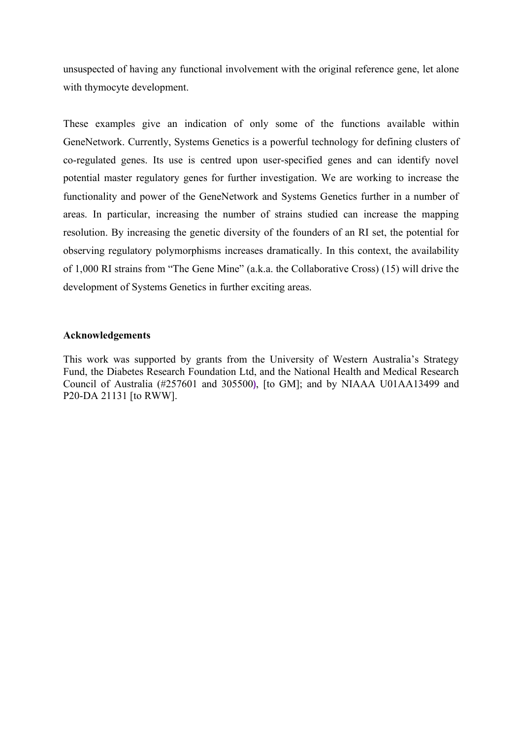unsuspected of having any functional involvement with the original reference gene, let alone with thymocyte development.

These examples give an indication of only some of the functions available within GeneNetwork. Currently, Systems Genetics is a powerful technology for defining clusters of co-regulated genes. Its use is centred upon user-specified genes and can identify novel potential master regulatory genes for further investigation. We are working to increase the functionality and power of the GeneNetwork and Systems Genetics further in a number of areas. In particular, increasing the number of strains studied can increase the mapping resolution. By increasing the genetic diversity of the founders of an RI set, the potential for observing regulatory polymorphisms increases dramatically. In this context, the availability of 1,000 RI strains from "The Gene Mine" (a.k.a. the Collaborative Cross) (15) will drive the development of Systems Genetics in further exciting areas.

**Acknowledgements**

This work was supported by grants from the University of Western Australia's Strategy Fund, the Diabetes Research Foundation Ltd, and the National Health and Medical Research Council of Australia (#257601 and 305500), [to GM]; and by NIAAA U01AA13499 and P20-DA 21131 [to RWW].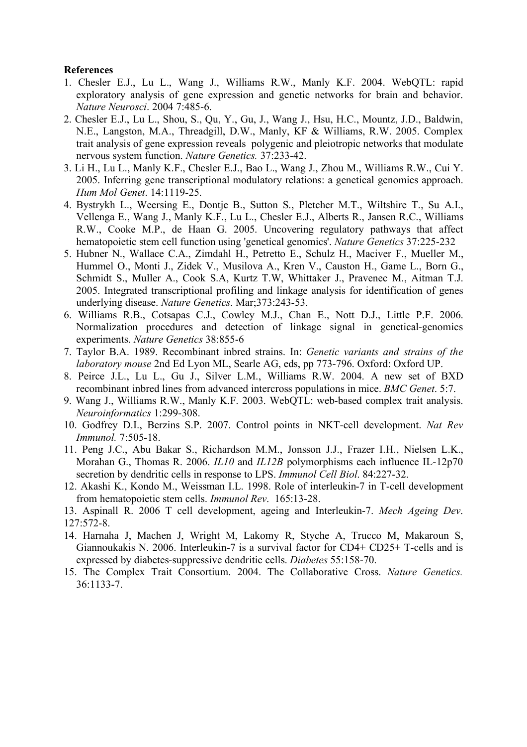**References**

1. Chesler E.J., Lu L., Wang J., Williams R.W., Manly K.F. 2004. WebQTL: rapid exploratory analysis of gene expression and genetic networks for brain and behavior. *Nature Neurosci*. 2004 7:485-6.
2. Chesler E.J., Lu L., Shou, S., Qu, Y., Gu, J., Wang J., Hsu, H.C., Mountz, J.D., Baldwin, N.E., Langston, M.A., Threadgill, D.W., Manly, KF & Williams, R.W. 2005. Complex trait analysis of gene expression reveals polygenic and pleiotropic networks that modulate nervous system function. *Nature Genetics.* 37:233-42.
3. Li H., Lu L., Manly K.F., Chesler E.J., Bao L., Wang J., Zhou M., Williams R.W., Cui Y. 2005. Inferring gene transcriptional modulatory relations: a genetical genomics approach. *Hum Mol Genet*. 14:1119-25.
4. Bystrykh L., Weersing E., Dontje B., Sutton S., Pletcher M.T., Wiltshire T., Su A.I., Vellenga E., Wang J., Manly K.F., Lu L., Chesler E.J., Alberts R., Jansen R.C., Williams R.W., Cooke M.P., de Haan G. 2005. Uncovering regulatory pathways that affect hematopoietic stem cell function using 'genetical genomics'. *Nature Genetics* 37:225-232
5. Hubner N., Wallace C.A., Zimdahl H., Petretto E., Schulz H., Maciver F., Mueller M., Hummel O., Monti J., Zidek V., Musilova A., Kren V., Causton H., Game L., Born G., Schmidt S., Muller A., Cook S.A, Kurtz T.W, Whittaker J., Pravenec M., Aitman T.J. 2005. Integrated transcriptional profiling and linkage analysis for identification of genes underlying disease. *Nature Genetics*. Mar;373:243-53.
6. Williams R.B., Cotsapas C.J., Cowley M.J., Chan E., Nott D.J., Little P.F. 2006. Normalization procedures and detection of linkage signal in genetical-genomics experiments. *Nature Genetics* 38:855-6
7. Taylor B.A. 1989. Recombinant inbred strains. In: *Genetic variants and strains of the laboratory mouse* 2nd Ed Lyon ML, Searle AG, eds, pp 773-796. Oxford: Oxford UP.
8. Peirce J.L., Lu L., Gu J., Silver L.M., Williams R.W. 2004. A new set of BXD recombinant inbred lines from advanced intercross populations in mice. *BMC Genet*. 5:7.
9. Wang J., Williams R.W., Manly K.F. 2003. WebQTL: web-based complex trait analysis. *Neuroinformatics* 1:299-308.
10. Godfrey D.I., Berzins S.P. 2007. Control points in NKT-cell development. *Nat Rev Immunol.* 7:505-18.
11. Peng J.C., Abu Bakar S., Richardson M.M., Jonsson J.J., Frazer I.H., Nielsen L.K., Morahan G., Thomas R. 2006. *IL10* and *IL12B* polymorphisms each influence IL-12p70 secretion by dendritic cells in response to LPS. *Immunol Cell Biol*. 84:227-32.
12. Akashi K., Kondo M., Weissman I.L. 1998. Role of interleukin-7 in T-cell development from hematopoietic stem cells. *Immunol Rev*. 165:13-28.
13. Aspinall R. 2006 T cell development, ageing and Interleukin-7. *Mech Ageing Dev*. 127:572-8.
14. Harnaha J, Machen J, Wright M, Lakomy R, Styche A, Trucco M, Makaroun S, Giannoukakis N. 2006. Interleukin-7 is a survival factor for CD4+ CD25+ T-cells and is expressed by diabetes-suppressive dendritic cells. *Diabetes* 55:158-70.
15. The Complex Trait Consortium. 2004. The Collaborative Cross. *Nature Genetics.* 36:1133-7.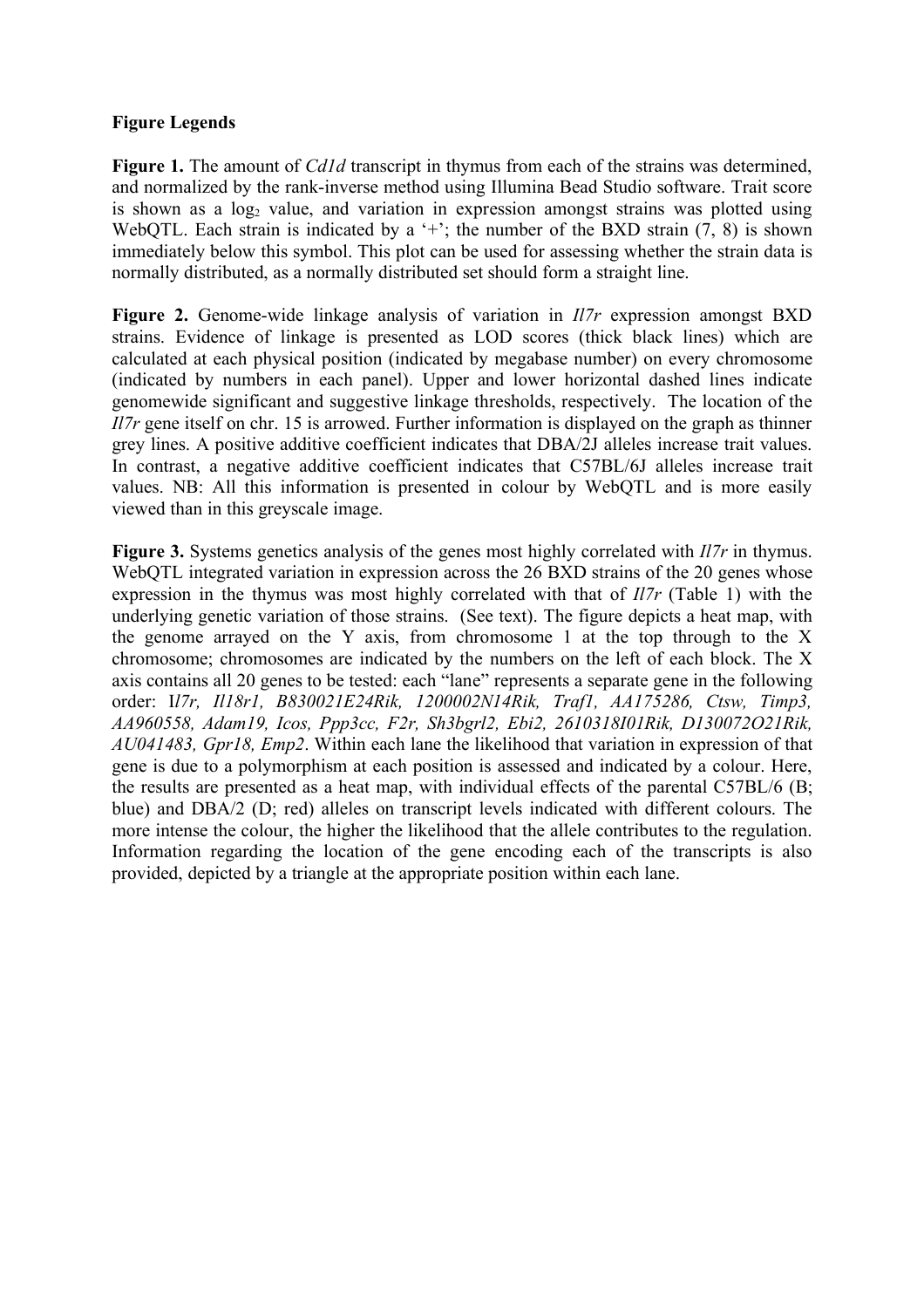**Figure Legends**

**Figure 1.** The amount of *Cd1d* transcript in thymus from each of the strains was determined, and normalized by the rank-inverse method using Illumina Bead Studio software. Trait score is shown as a $\log_2$ value, and variation in expression amongst strains was plotted using WebQTL. Each strain is indicated by a '+'; the number of the BXD strain (7, 8) is shown immediately below this symbol. This plot can be used for assessing whether the strain data is normally distributed, as a normally distributed set should form a straight line.

**Figure 2.** Genome-wide linkage analysis of variation in *Il7r* expression amongst BXD strains. Evidence of linkage is presented as LOD scores (thick black lines) which are calculated at each physical position (indicated by megabase number) on every chromosome (indicated by numbers in each panel). Upper and lower horizontal dashed lines indicate genomewide significant and suggestive linkage thresholds, respectively. The location of the *Il7r* gene itself on chr. 15 is arrowed. Further information is displayed on the graph as thinner grey lines. A positive additive coefficient indicates that DBA/2J alleles increase trait values. In contrast, a negative additive coefficient indicates that C57BL/6J alleles increase trait values. NB: All this information is presented in colour by WebQTL and is more easily viewed than in this greyscale image.

**Figure 3.** Systems genetics analysis of the genes most highly correlated with *Il7r* in thymus. WebQTL integrated variation in expression across the 26 BXD strains of the 20 genes whose expression in the thymus was most highly correlated with that of *Il7r* (Table 1) with the underlying genetic variation of those strains. (See text). The figure depicts a heat map, with the genome arrayed on the Y axis, from chromosome 1 at the top through to the X chromosome; chromosomes are indicated by the numbers on the left of each block. The X axis contains all 20 genes to be tested: each "lane" represents a separate gene in the following order: I*l7r, Il18r1, B830021E24Rik, 1200002N14Rik, Traf1, AA175286, Ctsw, Timp3, AA960558, Adam19, Icos, Ppp3cc, F2r, Sh3bgrl2, Ebi2, 2610318I01Rik, D130072O21Rik, AU041483, Gpr18, Emp2*. Within each lane the likelihood that variation in expression of that gene is due to a polymorphism at each position is assessed and indicated by a colour. Here, the results are presented as a heat map, with individual effects of the parental C57BL/6 (B; blue) and DBA/2 (D; red) alleles on transcript levels indicated with different colours. The more intense the colour, the higher the likelihood that the allele contributes to the regulation. Information regarding the location of the gene encoding each of the transcripts is also provided, depicted by a triangle at the appropriate position within each lane.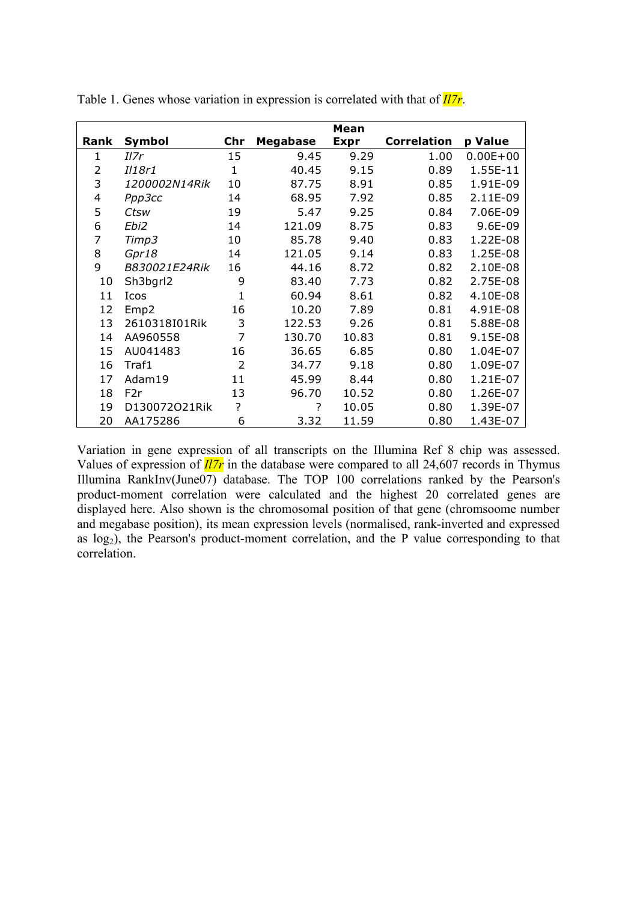Table 1. Genes whose variation in expression is correlated with that of *Il7r*.

| Rank | Symbol | Chr | Megabase | Mean Expr | Correlation | p Value |
|---|---|---|---|---|---|---|
| 1 | *Il7r* | 15 | 9.45 | 9.29 | 1.00 | 0.00E+00 |
| 2 | *Il18r1* | 1 | 40.45 | 9.15 | 0.89 | 1.55E-11 |
| 3 | *1200002N14Rik* | 10 | 87.75 | 8.91 | 0.85 | 1.91E-09 |
| 4 | *Ppp3cc* | 14 | 68.95 | 7.92 | 0.85 | 2.11E-09 |
| 5 | *Ctsw* | 19 | 5.47 | 9.25 | 0.84 | 7.06E-09 |
| 6 | *Ebi2* | 14 | 121.09 | 8.75 | 0.83 | 9.6E-09 |
| 7 | *Timp3* | 10 | 85.78 | 9.40 | 0.83 | 1.22E-08 |
| 8 | *Gpr18* | 14 | 121.05 | 9.14 | 0.83 | 1.25E-08 |
| 9 | *B830021E24Rik* | 16 | 44.16 | 8.72 | 0.82 | 2.10E-08 |
| 10 | Sh3bgrl2 | 9 | 83.40 | 7.73 | 0.82 | 2.75E-08 |
| 11 | Icos | 1 | 60.94 | 8.61 | 0.82 | 4.10E-08 |
| 12 | Emp2 | 16 | 10.20 | 7.89 | 0.81 | 4.91E-08 |
| 13 | 2610318I01Rik | 3 | 122.53 | 9.26 | 0.81 | 5.88E-08 |
| 14 | AA960558 | 7 | 130.70 | 10.83 | 0.81 | 9.15E-08 |
| 15 | AU041483 | 16 | 36.65 | 6.85 | 0.80 | 1.04E-07 |
| 16 | Traf1 | 2 | 34.77 | 9.18 | 0.80 | 1.09E-07 |
| 17 | Adam19 | 11 | 45.99 | 8.44 | 0.80 | 1.21E-07 |
| 18 | F2r | 13 | 96.70 | 10.52 | 0.80 | 1.26E-07 |
| 19 | D130072O21Rik | ? | ? | 10.05 | 0.80 | 1.39E-07 |
| 20 | AA175286 | 6 | 3.32 | 11.59 | 0.80 | 1.43E-07 |

Variation in gene expression of all transcripts on the Illumina Ref 8 chip was assessed. Values of expression of *Il7r* in the database were compared to all 24,607 records in Thymus Illumina RankInv(June07) database. The TOP 100 correlations ranked by the Pearson's product-moment correlation were calculated and the highest 20 correlated genes are displayed here. Also shown is the chromosomal position of that gene (chromsoome number and megabase position), its mean expression levels (normalised, rank-inverted and expressed as $\log_2$), the Pearson's product-moment correlation, and the P value corresponding to that correlation.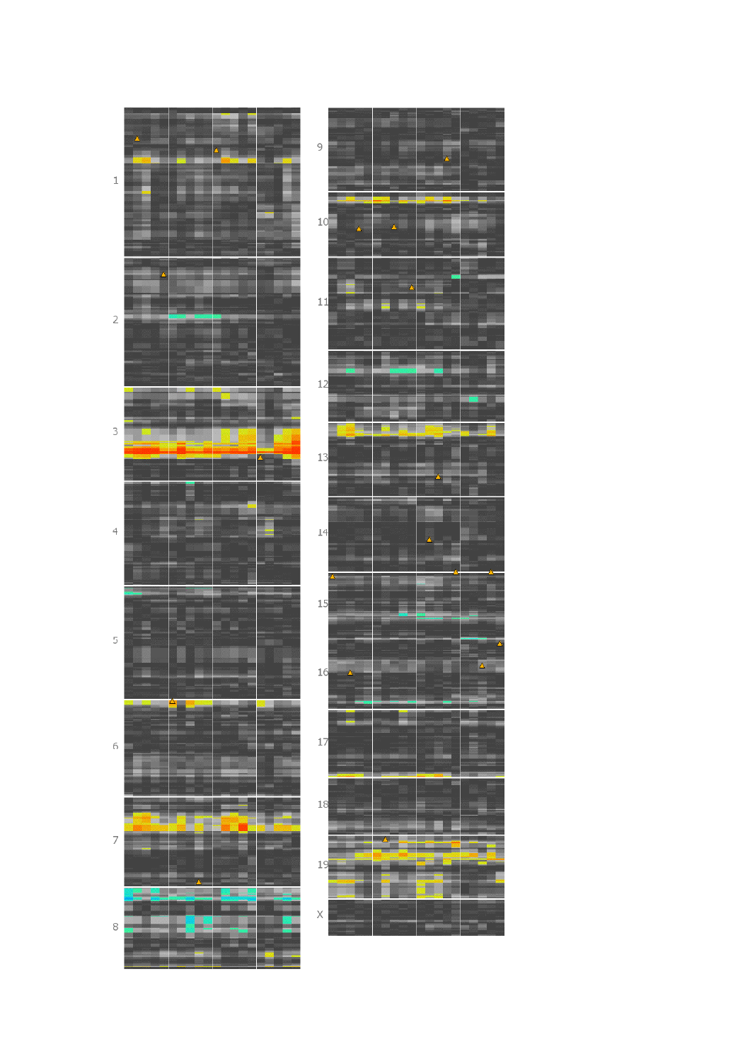1

2

3

4

5

6

7

8

9

10

11

12

13

14

15

16

17

18

19

X